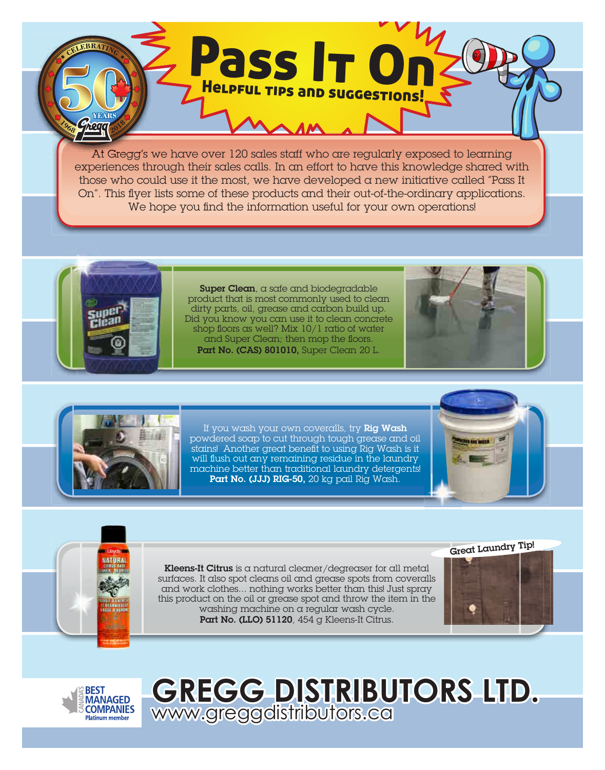# Pass It On

## Helpful tips and suggestions!

At Gregg's we have over 120 sales staff who are regularly exposed to learning experiences through their sales calls. In an effort to have this knowledge shared with those who could use it the most, we have developed a new initiative called "Pass It On". This flyer lists some of these products and their out-of-the-ordinary applications. We hope you find the information useful for your own operations!

**Super Clean**, a safe and biodegradable product that is most commonly used to clean dirty parts, oil, grease and carbon build up. Did you know you can use it to clean concrete shop floors as well? Mix 10/1 ratio of water and Super Clean; then mop the floors.
**Part No. (CAS) 801010,** Super Clean 20 L.

If you wash your own coveralls, try **Rig Wash** powdered soap to cut through tough grease and oil stains! Another great benefit to using Rig Wash is it will flush out any remaining residue in the laundry machine better than traditional laundry detergents!
**Part No. (JJJ) RIG-50,** 20 kg pail Rig Wash.

Great Laundry Tip!

**Kleens-It Citrus** is a natural cleaner/degreaser for all metal surfaces. It also spot cleans oil and grease spots from coveralls and work clothes... nothing works better than this! Just spray this product on the oil or grease spot and throw the item in the washing machine on a regular wash cycle.
**Part No. (LLO) 51120**, 454 g Kleens-It Citrus.

Canada's Best Managed Companies – Platinum member

# GREGG DISTRIBUTORS LTD.

www.greggdistributors.ca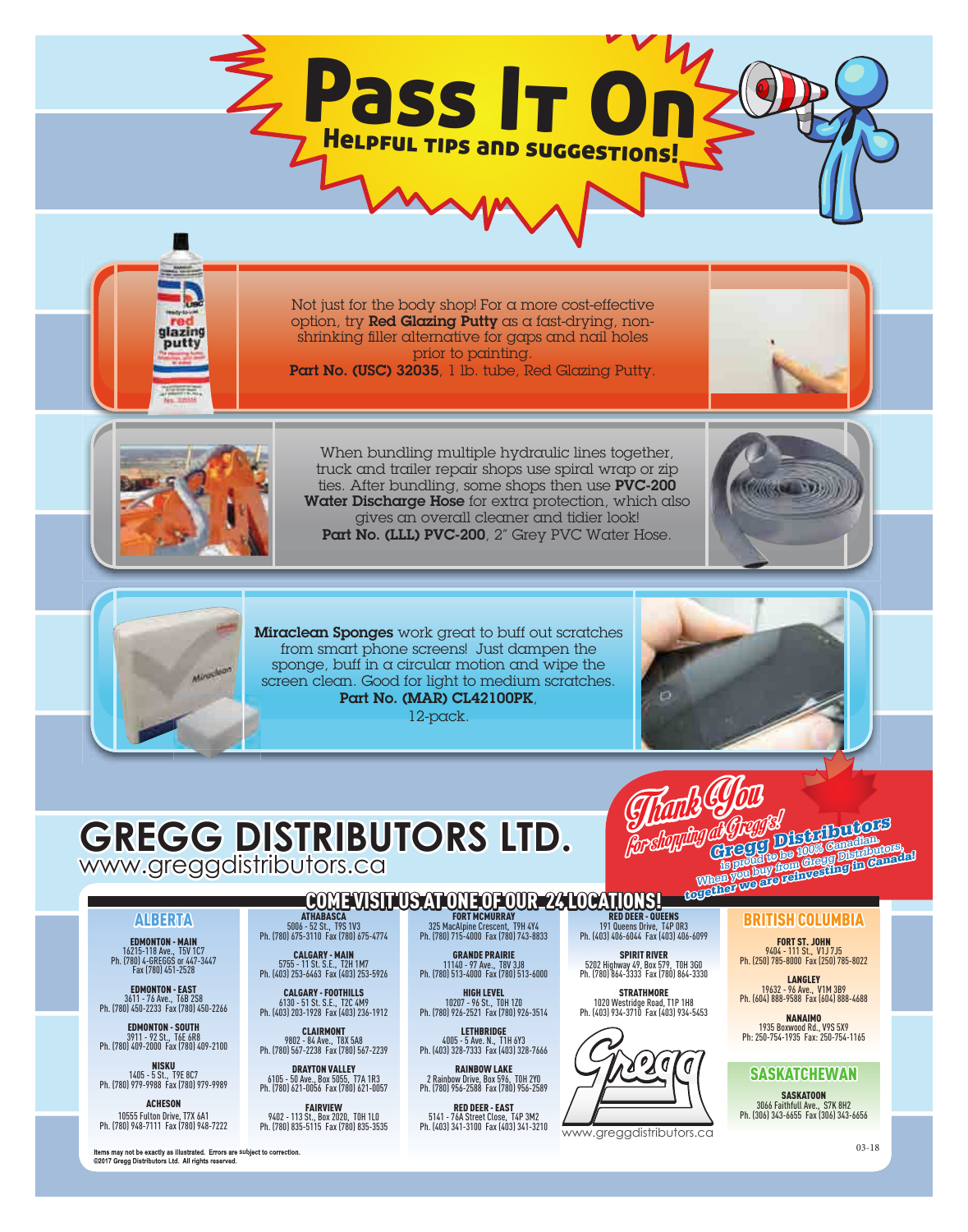# Pass It On

## Helpful Tips and Suggestions!

Not just for the body shop! For a more cost-effective option, try **Red Glazing Putty** as a fast-drying, non-shrinking filler alternative for gaps and nail holes prior to painting.
**Part No. (USC) 32035**, 1 lb. tube, Red Glazing Putty.

When bundling multiple hydraulic lines together, truck and trailer repair shops use spiral wrap or zip ties. After bundling, some shops then use **PVC-200 Water Discharge Hose** for extra protection, which also gives an overall cleaner and tidier look!
**Part No. (LLL) PVC-200**, 2" Grey PVC Water Hose.

**Miraclean Sponges** work great to buff out scratches from smart phone screens! Just dampen the sponge, buff in a circular motion and wipe the screen clean. Good for light to medium scratches.
**Part No. (MAR) CL42100PK**, 12-pack.

# GREGG DISTRIBUTORS LTD.

www.greggdistributors.ca

*Thank You for shopping at Gregg's!*
**Gregg Distributors** is proud to be 100% Canadian. When you buy from Gregg Distributors, together we are reinvesting in Canada!

## COME VISIT US AT ONE OF OUR 24 LOCATIONS!

### ALBERTA

**EDMONTON - MAIN**
16215-118 Ave., T5V 1C7
Ph. (780) 4-GREGGS or 447-3447
Fax (780) 451-2528

**EDMONTON - EAST**
3611 - 76 Ave., T6B 2S8
Ph. (780) 450-2233 Fax (780) 450-2266

**EDMONTON - SOUTH**
3911 - 92 St., T6E 6R8
Ph. (780) 409-2000 Fax (780) 409-2100

**NISKU**
1405 - 5 St., T9E 8C7
Ph. (780) 979-9988 Fax (780) 979-9989

**ACHESON**
10555 Fulton Drive, T7X 6A1
Ph. (780) 948-7111 Fax (780) 948-7222

**ATHABASCA**
5006 - 52 St., T9S 1V3
Ph. (780) 675-3110 Fax (780) 675-4774

**CALGARY - MAIN**
5755 - 11 St. S.E., T2H 1M7
Ph. (403) 253-6463 Fax (403) 253-5926

**CALGARY - FOOTHILLS**
6130 - 51 St. S.E., T2C 4M9
Ph. (403) 203-1928 Fax (403) 236-1912

**CLAIRMONT**
9802 - 84 Ave., T8X 5A8
Ph. (780) 567-2238 Fax (780) 567-2239

**DRAYTON VALLEY**
6105 - 50 Ave., Box 5055, T7A 1R3
Ph. (780) 621-0056 Fax (780) 621-0057

**FAIRVIEW**
9402 - 113 St., Box 2020, T0H 1L0
Ph. (780) 835-5115 Fax (780) 835-3535

**FORT MCMURRAY**
325 MacAlpine Crescent, T9H 4Y4
Ph. (780) 715-4000 Fax (780) 743-8833

**GRANDE PRAIRIE**
11140 - 97 Ave., T8V 3J8
Ph. (780) 513-4000 Fax (780) 513-6000

**HIGH LEVEL**
10207 - 96 St., T0H 1Z0
Ph. (780) 926-2521 Fax (780) 926-3514

**LETHBRIDGE**
4005 - 5 Ave. N., T1H 6Y3
Ph. (403) 328-7333 Fax (403) 328-7666

**RAINBOW LAKE**
2 Rainbow Drive, Box 596, T0H 2Y0
Ph. (780) 956-2588 Fax (780) 956-2589

**RED DEER - EAST**
5141 - 76A Street Close, T4P 3M2
Ph. (403) 341-3100 Fax (403) 341-3210

**RED DEER - QUEENS**
191 Queens Drive, T4P 0R3
Ph. (403) 406-6044 Fax (403) 406-6099

**SPIRIT RIVER**
5202 Highway 49, Box 579, T0H 3G0
Ph. (780) 864-3333 Fax (780) 864-3330

**STRATHMORE**
1020 Westridge Road, T1P 1H8
Ph. (403) 934-3710 Fax (403) 934-5453

www.greggdistributors.ca

### BRITISH COLUMBIA

**FORT ST. JOHN**
9404 - 111 St., V1J 7J5
Ph. (250) 785-8000 Fax (250) 785-8022

**LANGLEY**
19632 - 96 Ave., V1M 3B9
Ph. (604) 888-9588 Fax (604) 888-4688

**NANAIMO**
1935 Boxwood Rd., V9S 5X9
Ph: 250-754-1935 Fax: 250-754-1165

### SASKATCHEWAN

**SASKATOON**
3066 Faithfull Ave., S7K 8H2
Ph. (306) 343-6655 Fax (306) 343-6656

Items may not be exactly as illustrated. Errors are subject to correction.
©2017 Gregg Distributors Ltd. All rights reserved.

03-18